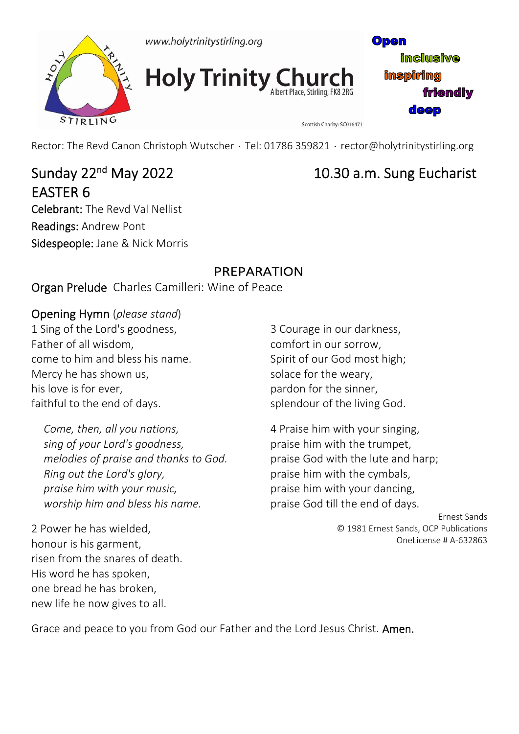www.holytrinitystirling.org

# Holy Trinity Church

Albert Place, Stirling, FK8 2RG

Open
inclusive
inspiring
friendly
deep

Scottish Charity: SC016471

Rector: The Revd Canon Christoph Wutscher · Tel: 01786 359821 · rector@holytrinitystirling.org

## Sunday 22nd May 2022 — 10.30 a.m. Sung Eucharist

## EASTER 6

Celebrant: The Revd Val Nellist
Readings: Andrew Pont
Sidespeople: Jane & Nick Morris

### PREPARATION

**Organ Prelude** Charles Camilleri: Wine of Peace

**Opening Hymn** (*please stand*)

1 Sing of the Lord's goodness,
Father of all wisdom,
come to him and bless his name.
Mercy he has shown us,
his love is for ever,
faithful to the end of days.

*Come, then, all you nations,*
*sing of your Lord's goodness,*
*melodies of praise and thanks to God.*
*Ring out the Lord's glory,*
*praise him with your music,*
*worship him and bless his name.*

2 Power he has wielded,
honour is his garment,
risen from the snares of death.
His word he has spoken,
one bread he has broken,
new life he now gives to all.

3 Courage in our darkness,
comfort in our sorrow,
Spirit of our God most high;
solace for the weary,
pardon for the sinner,
splendour of the living God.

4 Praise him with your singing,
praise him with the trumpet,
praise God with the lute and harp;
praise him with the cymbals,
praise him with your dancing,
praise God till the end of days.

Ernest Sands
© 1981 Ernest Sands, OCP Publications
OneLicense # A-632863

Grace and peace to you from God our Father and the Lord Jesus Christ. **Amen.**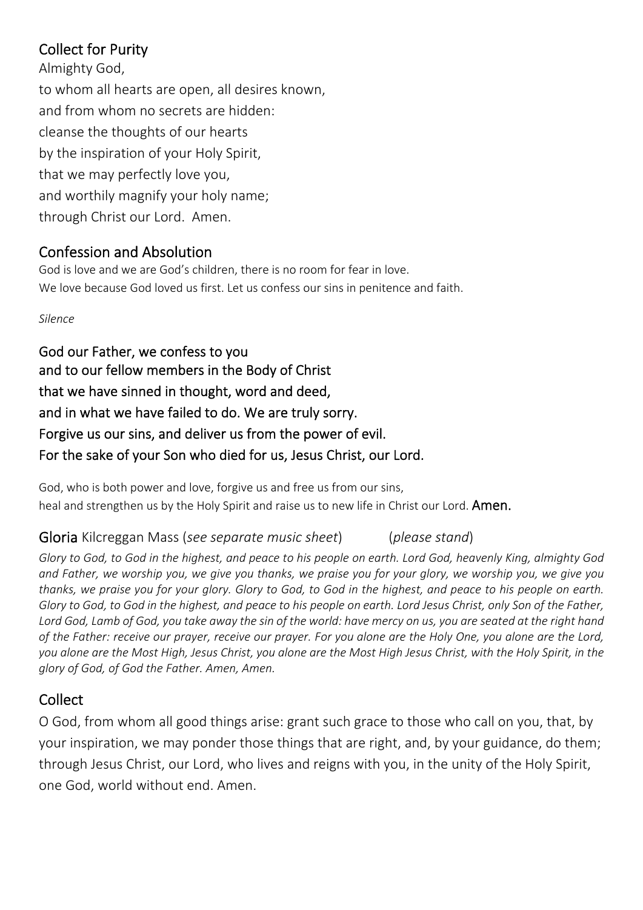## Collect for Purity

Almighty God,
to whom all hearts are open, all desires known,
and from whom no secrets are hidden:
cleanse the thoughts of our hearts
by the inspiration of your Holy Spirit,
that we may perfectly love you,
and worthily magnify your holy name;
through Christ our Lord. Amen.

## Confession and Absolution

God is love and we are God's children, there is no room for fear in love.
We love because God loved us first. Let us confess our sins in penitence and faith.

*Silence*

**God our Father, we confess to you**
**and to our fellow members in the Body of Christ**
**that we have sinned in thought, word and deed,**
**and in what we have failed to do. We are truly sorry.**
**Forgive us our sins, and deliver us from the power of evil.**
**For the sake of your Son who died for us, Jesus Christ, our Lord.**

God, who is both power and love, forgive us and free us from our sins,
heal and strengthen us by the Holy Spirit and raise us to new life in Christ our Lord. **Amen.**

## Gloria Kilcreggan Mass (*see separate music sheet*) (*please stand*)

*Glory to God, to God in the highest, and peace to his people on earth. Lord God, heavenly King, almighty God and Father, we worship you, we give you thanks, we praise you for your glory, we worship you, we give you thanks, we praise you for your glory. Glory to God, to God in the highest, and peace to his people on earth. Glory to God, to God in the highest, and peace to his people on earth. Lord Jesus Christ, only Son of the Father, Lord God, Lamb of God, you take away the sin of the world: have mercy on us, you are seated at the right hand of the Father: receive our prayer, receive our prayer. For you alone are the Holy One, you alone are the Lord, you alone are the Most High, Jesus Christ, you alone are the Most High Jesus Christ, with the Holy Spirit, in the glory of God, of God the Father. Amen, Amen.*

## Collect

O God, from whom all good things arise: grant such grace to those who call on you, that, by your inspiration, we may ponder those things that are right, and, by your guidance, do them; through Jesus Christ, our Lord, who lives and reigns with you, in the unity of the Holy Spirit, one God, world without end. Amen.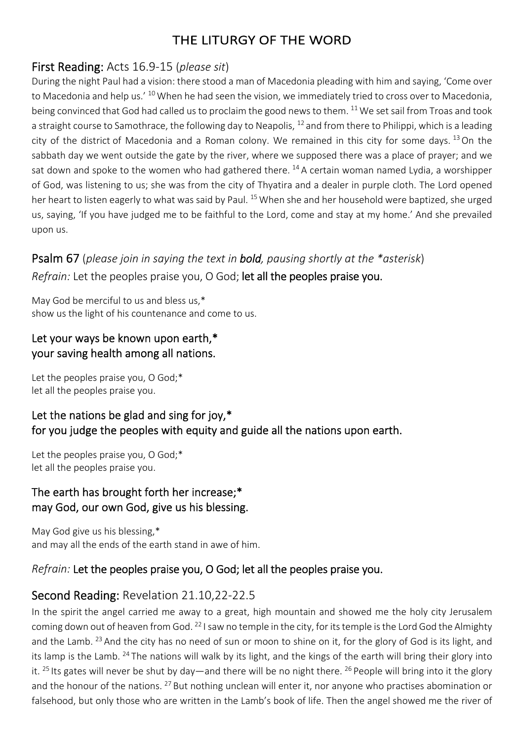# THE LITURGY OF THE WORD

## First Reading: Acts 16.9-15 (*please sit*)

During the night Paul had a vision: there stood a man of Macedonia pleading with him and saying, 'Come over to Macedonia and help us.' [10] When he had seen the vision, we immediately tried to cross over to Macedonia, being convinced that God had called us to proclaim the good news to them. [11] We set sail from Troas and took a straight course to Samothrace, the following day to Neapolis, [12] and from there to Philippi, which is a leading city of the district of Macedonia and a Roman colony. We remained in this city for some days. [13] On the sabbath day we went outside the gate by the river, where we supposed there was a place of prayer; and we sat down and spoke to the women who had gathered there. [14] A certain woman named Lydia, a worshipper of God, was listening to us; she was from the city of Thyatira and a dealer in purple cloth. The Lord opened her heart to listen eagerly to what was said by Paul. [15] When she and her household were baptized, she urged us, saying, 'If you have judged me to be faithful to the Lord, come and stay at my home.' And she prevailed upon us.

## Psalm 67 (*please join in saying the text in **bold**, pausing shortly at the *asterisk*)

*Refrain:* Let the peoples praise you, O God; **let all the peoples praise you.**

May God be merciful to us and bless us,*
show us the light of his countenance and come to us.

**Let your ways be known upon earth,***
**your saving health among all nations.**

Let the peoples praise you, O God;*
let all the peoples praise you.

**Let the nations be glad and sing for joy,***
**for you judge the peoples with equity and guide all the nations upon earth.**

Let the peoples praise you, O God;*
let all the peoples praise you.

**The earth has brought forth her increase;***
**may God, our own God, give us his blessing.**

May God give us his blessing,*
and may all the ends of the earth stand in awe of him.

*Refrain:* **Let the peoples praise you, O God; let all the peoples praise you.**

## Second Reading: Revelation 21.10,22-22.5

In the spirit the angel carried me away to a great, high mountain and showed me the holy city Jerusalem coming down out of heaven from God. [22] I saw no temple in the city, for its temple is the Lord God the Almighty and the Lamb. [23] And the city has no need of sun or moon to shine on it, for the glory of God is its light, and its lamp is the Lamb. [24] The nations will walk by its light, and the kings of the earth will bring their glory into it. [25] Its gates will never be shut by day—and there will be no night there. [26] People will bring into it the glory and the honour of the nations. [27] But nothing unclean will enter it, nor anyone who practises abomination or falsehood, but only those who are written in the Lamb's book of life. Then the angel showed me the river of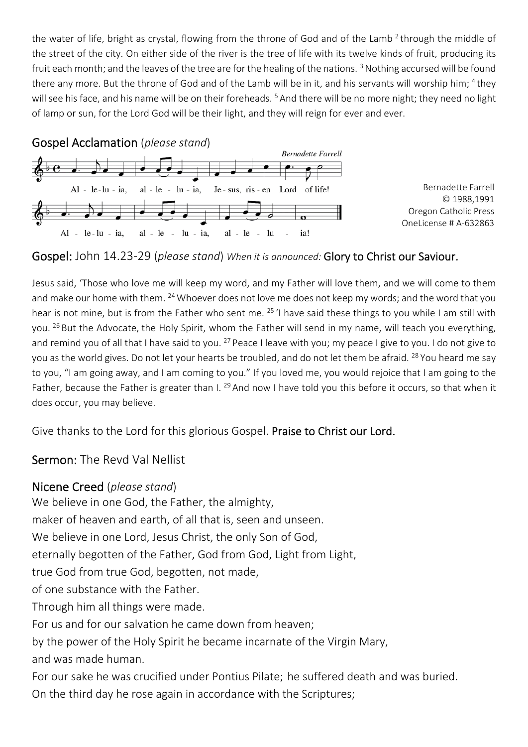the water of life, bright as crystal, flowing from the throne of God and of the Lamb [2] through the middle of the street of the city. On either side of the river is the tree of life with its twelve kinds of fruit, producing its fruit each month; and the leaves of the tree are for the healing of the nations. [3] Nothing accursed will be found there any more. But the throne of God and of the Lamb will be in it, and his servants will worship him; [4] they will see his face, and his name will be on their foreheads. [5] And there will be no more night; they need no light of lamp or sun, for the Lord God will be their light, and they will reign for ever and ever.

## Gospel Acclamation (*please stand*)

Bernadette Farrell

Al - le - lu - ia, al - le - lu - ia, Je - sus, ris - en Lord of life!
Al - le - lu - ia, al - le - lu - ia, al - le - lu - ia!

Bernadette Farrell
© 1988,1991
Oregon Catholic Press
OneLicense # A-632863

## Gospel: John 14.23-29 (*please stand*) *When it is announced:* Glory to Christ our Saviour.

Jesus said, 'Those who love me will keep my word, and my Father will love them, and we will come to them and make our home with them. [24] Whoever does not love me does not keep my words; and the word that you hear is not mine, but is from the Father who sent me. [25] 'I have said these things to you while I am still with you. [26] But the Advocate, the Holy Spirit, whom the Father will send in my name, will teach you everything, and remind you of all that I have said to you. [27] Peace I leave with you; my peace I give to you. I do not give to you as the world gives. Do not let your hearts be troubled, and do not let them be afraid. [28] You heard me say to you, "I am going away, and I am coming to you." If you loved me, you would rejoice that I am going to the Father, because the Father is greater than I. [29] And now I have told you this before it occurs, so that when it does occur, you may believe.

Give thanks to the Lord for this glorious Gospel. **Praise to Christ our Lord.**

## Sermon: The Revd Val Nellist

## Nicene Creed (*please stand*)

We believe in one God, the Father, the almighty,
maker of heaven and earth, of all that is, seen and unseen.
We believe in one Lord, Jesus Christ, the only Son of God,
eternally begotten of the Father, God from God, Light from Light,
true God from true God, begotten, not made,
of one substance with the Father.
Through him all things were made.
For us and for our salvation he came down from heaven;
by the power of the Holy Spirit he became incarnate of the Virgin Mary,
and was made human.
For our sake he was crucified under Pontius Pilate; he suffered death and was buried.
On the third day he rose again in accordance with the Scriptures;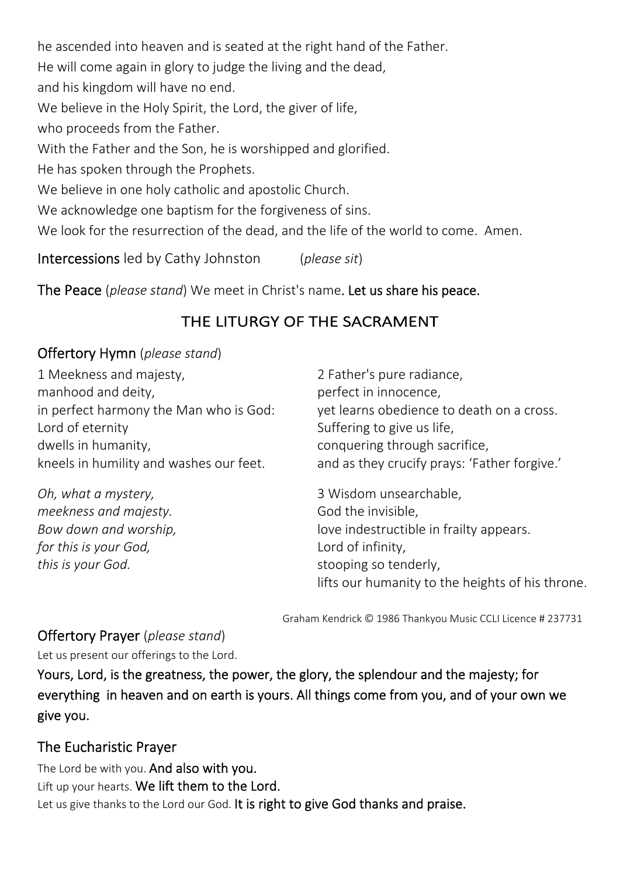he ascended into heaven and is seated at the right hand of the Father.
He will come again in glory to judge the living and the dead,
and his kingdom will have no end.
We believe in the Holy Spirit, the Lord, the giver of life,
who proceeds from the Father.
With the Father and the Son, he is worshipped and glorified.
He has spoken through the Prophets.
We believe in one holy catholic and apostolic Church.
We acknowledge one baptism for the forgiveness of sins.
We look for the resurrection of the dead, and the life of the world to come. Amen.

**Intercessions** led by Cathy Johnston (*please sit*)

**The Peace** (*please stand*) We meet in Christ's name. **Let us share his peace.**

## THE LITURGY OF THE SACRAMENT

### Offertory Hymn (*please stand*)

1 Meekness and majesty,
manhood and deity,
in perfect harmony the Man who is God:
Lord of eternity
dwells in humanity,
kneels in humility and washes our feet.

*Oh, what a mystery,*
*meekness and majesty.*
*Bow down and worship,*
*for this is your God,*
*this is your God.*

2 Father's pure radiance,
perfect in innocence,
yet learns obedience to death on a cross.
Suffering to give us life,
conquering through sacrifice,
and as they crucify prays: 'Father forgive.'

3 Wisdom unsearchable,
God the invisible,
love indestructible in frailty appears.
Lord of infinity,
stooping so tenderly,
lifts our humanity to the heights of his throne.

Graham Kendrick © 1986 Thankyou Music CCLI Licence # 237731

### Offertory Prayer (*please stand*)

Let us present our offerings to the Lord.

**Yours, Lord, is the greatness, the power, the glory, the splendour and the majesty; for everything in heaven and on earth is yours. All things come from you, and of your own we give you.**

### The Eucharistic Prayer

The Lord be with you. **And also with you.**
Lift up your hearts. **We lift them to the Lord.**
Let us give thanks to the Lord our God. **It is right to give God thanks and praise.**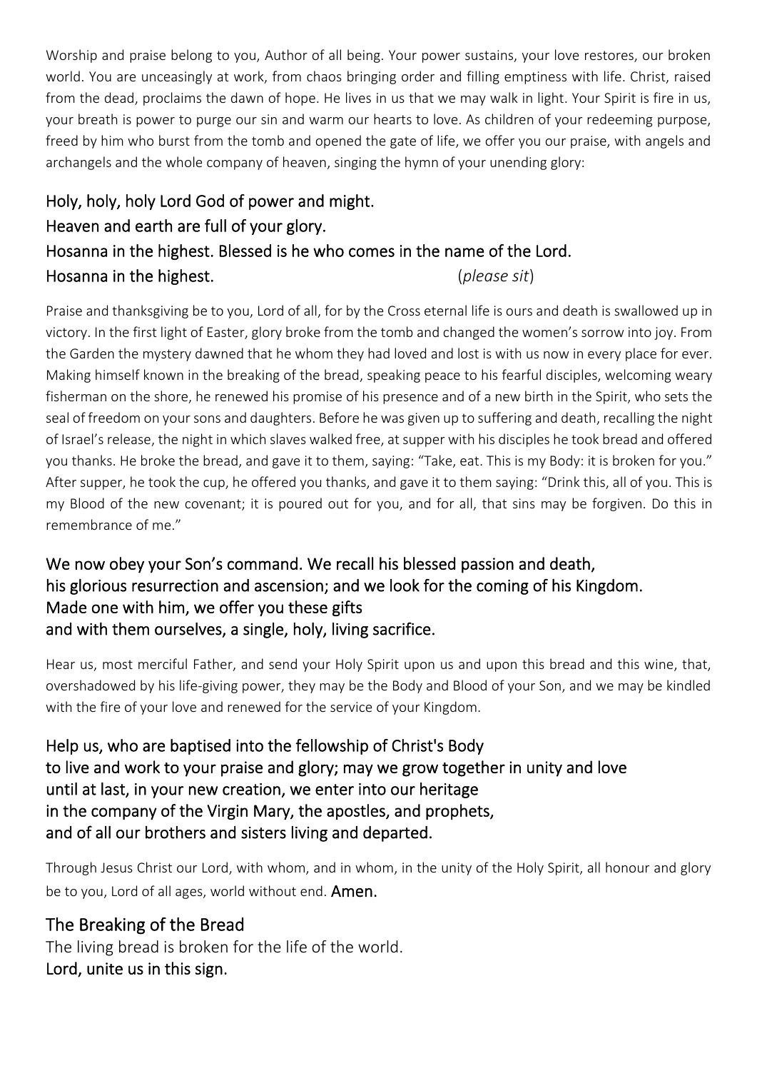Worship and praise belong to you, Author of all being. Your power sustains, your love restores, our broken world. You are unceasingly at work, from chaos bringing order and filling emptiness with life. Christ, raised from the dead, proclaims the dawn of hope. He lives in us that we may walk in light. Your Spirit is fire in us, your breath is power to purge our sin and warm our hearts to love. As children of your redeeming purpose, freed by him who burst from the tomb and opened the gate of life, we offer you our praise, with angels and archangels and the whole company of heaven, singing the hymn of your unending glory:

**Holy, holy, holy Lord God of power and might.**
**Heaven and earth are full of your glory.**
**Hosanna in the highest. Blessed is he who comes in the name of the Lord.**
**Hosanna in the highest.** (*please sit*)

Praise and thanksgiving be to you, Lord of all, for by the Cross eternal life is ours and death is swallowed up in victory. In the first light of Easter, glory broke from the tomb and changed the women's sorrow into joy. From the Garden the mystery dawned that he whom they had loved and lost is with us now in every place for ever. Making himself known in the breaking of the bread, speaking peace to his fearful disciples, welcoming weary fisherman on the shore, he renewed his promise of his presence and of a new birth in the Spirit, who sets the seal of freedom on your sons and daughters. Before he was given up to suffering and death, recalling the night of Israel's release, the night in which slaves walked free, at supper with his disciples he took bread and offered you thanks. He broke the bread, and gave it to them, saying: "Take, eat. This is my Body: it is broken for you." After supper, he took the cup, he offered you thanks, and gave it to them saying: "Drink this, all of you. This is my Blood of the new covenant; it is poured out for you, and for all, that sins may be forgiven. Do this in remembrance of me."

**We now obey your Son's command. We recall his blessed passion and death,**
**his glorious resurrection and ascension; and we look for the coming of his Kingdom.**
**Made one with him, we offer you these gifts**
**and with them ourselves, a single, holy, living sacrifice.**

Hear us, most merciful Father, and send your Holy Spirit upon us and upon this bread and this wine, that, overshadowed by his life-giving power, they may be the Body and Blood of your Son, and we may be kindled with the fire of your love and renewed for the service of your Kingdom.

**Help us, who are baptised into the fellowship of Christ's Body**
**to live and work to your praise and glory; may we grow together in unity and love**
**until at last, in your new creation, we enter into our heritage**
**in the company of the Virgin Mary, the apostles, and prophets,**
**and of all our brothers and sisters living and departed.**

Through Jesus Christ our Lord, with whom, and in whom, in the unity of the Holy Spirit, all honour and glory be to you, Lord of all ages, world without end. **Amen.**

## The Breaking of the Bread

The living bread is broken for the life of the world.
**Lord, unite us in this sign.**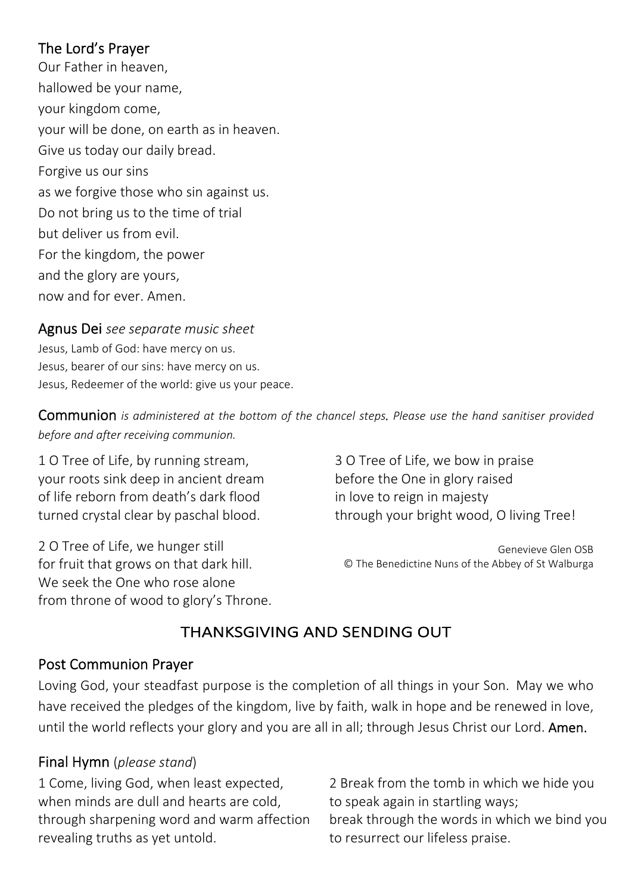## The Lord's Prayer

Our Father in heaven,
hallowed be your name,
your kingdom come,
your will be done, on earth as in heaven.
Give us today our daily bread.
Forgive us our sins
as we forgive those who sin against us.
Do not bring us to the time of trial
but deliver us from evil.
For the kingdom, the power
and the glory are yours,
now and for ever. Amen.

## Agnus Dei *see separate music sheet*

Jesus, Lamb of God: have mercy on us.
Jesus, bearer of our sins: have mercy on us.
Jesus, Redeemer of the world: give us your peace.

**Communion** *is administered at the bottom of the chancel steps. Please use the hand sanitiser provided before and after receiving communion.*

1 O Tree of Life, by running stream,
your roots sink deep in ancient dream
of life reborn from death's dark flood
turned crystal clear by paschal blood.

2 O Tree of Life, we hunger still
for fruit that grows on that dark hill.
We seek the One who rose alone
from throne of wood to glory's Throne.

3 O Tree of Life, we bow in praise
before the One in glory raised
in love to reign in majesty
through your bright wood, O living Tree!

Genevieve Glen OSB
© The Benedictine Nuns of the Abbey of St Walburga

# THANKSGIVING AND SENDING OUT

## Post Communion Prayer

Loving God, your steadfast purpose is the completion of all things in your Son. May we who have received the pledges of the kingdom, live by faith, walk in hope and be renewed in love, until the world reflects your glory and you are all in all; through Jesus Christ our Lord. **Amen.**

## Final Hymn (*please stand*)

1 Come, living God, when least expected,
when minds are dull and hearts are cold,
through sharpening word and warm affection
revealing truths as yet untold.

2 Break from the tomb in which we hide you
to speak again in startling ways;
break through the words in which we bind you
to resurrect our lifeless praise.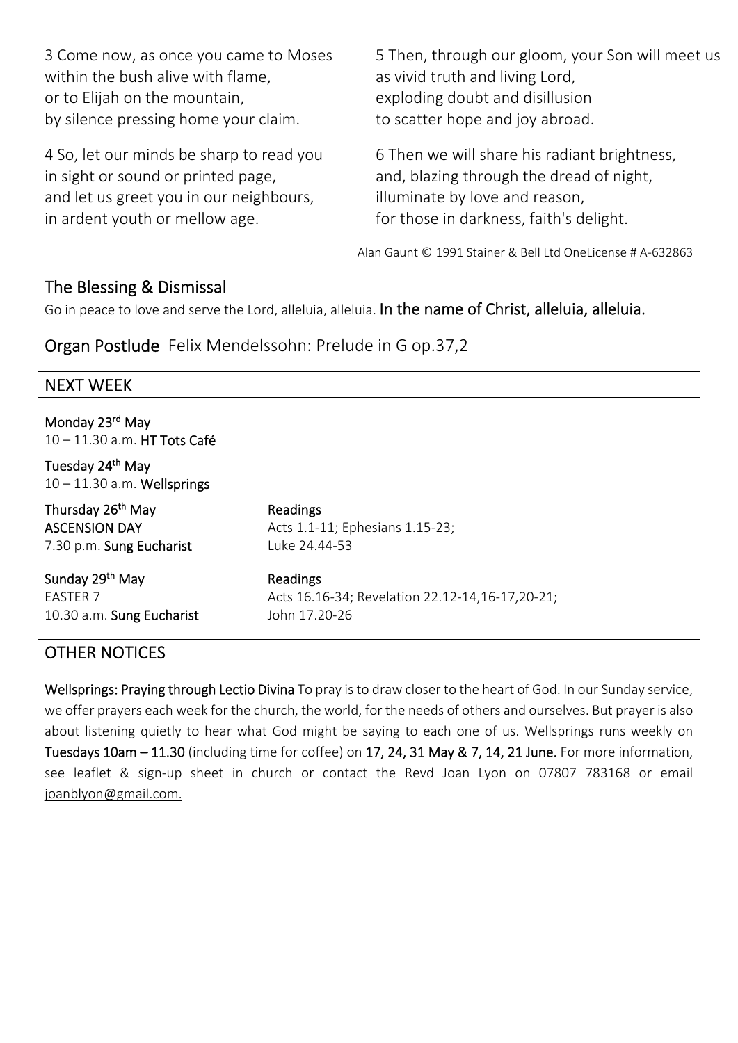3 Come now, as once you came to Moses
within the bush alive with flame,
or to Elijah on the mountain,
by silence pressing home your claim.

4 So, let our minds be sharp to read you
in sight or sound or printed page,
and let us greet you in our neighbours,
in ardent youth or mellow age.

5 Then, through our gloom, your Son will meet us
as vivid truth and living Lord,
exploding doubt and disillusion
to scatter hope and joy abroad.

6 Then we will share his radiant brightness,
and, blazing through the dread of night,
illuminate by love and reason,
for those in darkness, faith's delight.

Alan Gaunt © 1991 Stainer & Bell Ltd OneLicense # A-632863

## The Blessing & Dismissal

Go in peace to love and serve the Lord, alleluia, alleluia. **In the name of Christ, alleluia, alleluia.**

## Organ Postlude Felix Mendelssohn: Prelude in G op.37,2

## NEXT WEEK

**Monday 23rd May**
10 – 11.30 a.m. **HT Tots Café**

**Tuesday 24th May**
10 – 11.30 a.m. **Wellsprings**

**Thursday 26th May**
**ASCENSION DAY**
7.30 p.m. **Sung Eucharist**

**Readings**
Acts 1.1-11; Ephesians 1.15-23;
Luke 24.44-53

**Sunday 29th May**
EASTER 7
10.30 a.m. **Sung Eucharist**

**Readings**
Acts 16.16-34; Revelation 22.12-14,16-17,20-21;
John 17.20-26

## OTHER NOTICES

**Wellsprings: Praying through Lectio Divina** To pray is to draw closer to the heart of God. In our Sunday service, we offer prayers each week for the church, the world, for the needs of others and ourselves. But prayer is also about listening quietly to hear what God might be saying to each one of us. Wellsprings runs weekly on **Tuesdays 10am – 11.30** (including time for coffee) on **17, 24, 31 May & 7, 14, 21 June.** For more information, see leaflet & sign-up sheet in church or contact the Revd Joan Lyon on 07807 783168 or email joanblyon@gmail.com.